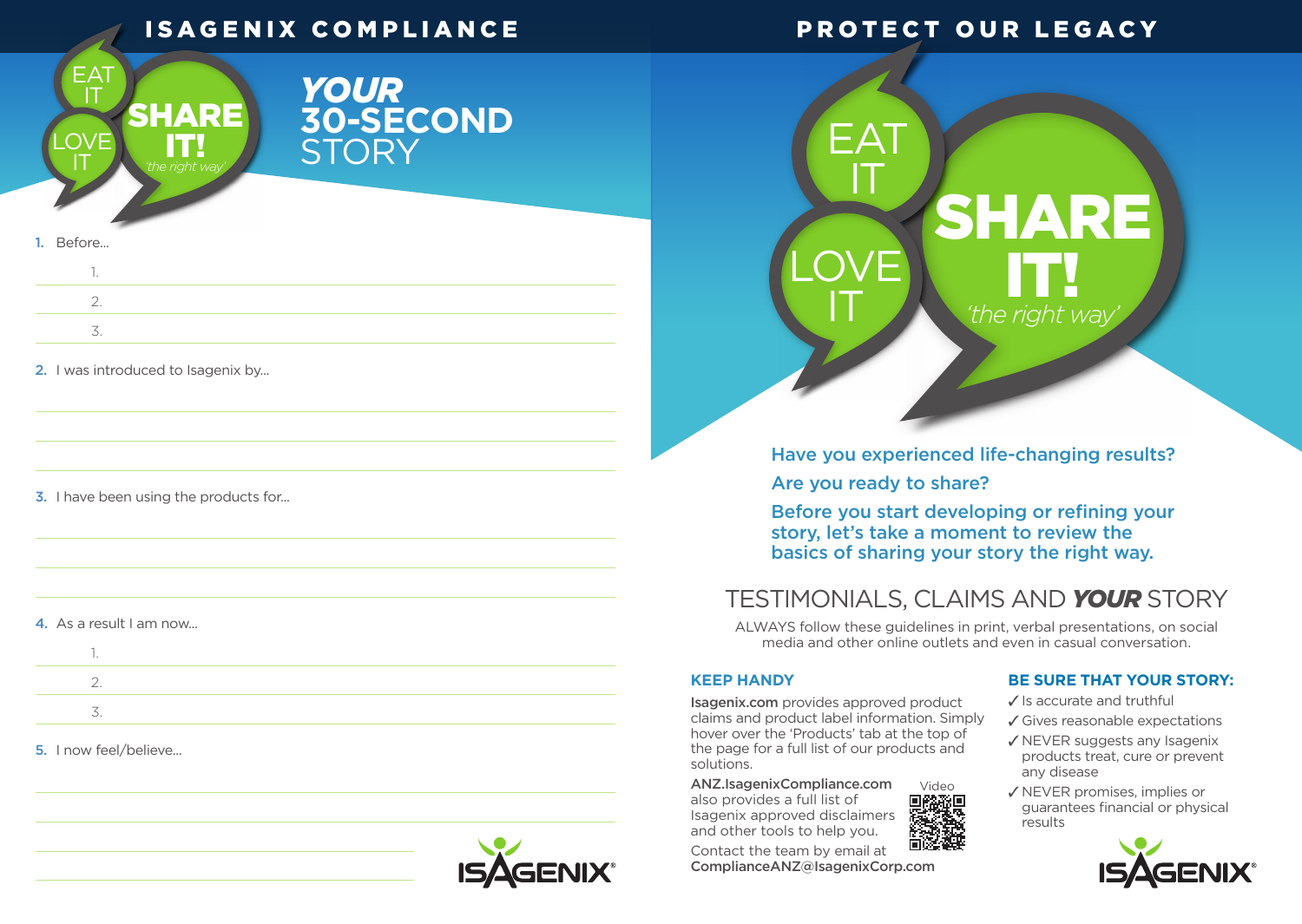# ISAGENIX COMPLIANCE

EAT IT
LOVE IT
SHARE IT! *'the right way'*

## *YOUR* 30-SECOND STORY

1. Before...
   1.
   2.
   3.

2. I was introduced to Isagenix by...

3. I have been using the products for...

4. As a result I am now...
   1.
   2.
   3.

5. I now feel/believe...

ISAGENIX®

# PROTECT OUR LEGACY

EAT IT
LOVE IT
SHARE IT! *'the right way'*

**Have you experienced life-changing results?**

**Are you ready to share?**

**Before you start developing or refining your story, let's take a moment to review the basics of sharing your story the right way.**

## TESTIMONIALS, CLAIMS AND *YOUR* STORY

ALWAYS follow these guidelines in print, verbal presentations, on social media and other online outlets and even in casual conversation.

### KEEP HANDY

**Isagenix.com** provides approved product claims and product label information. Simply hover over the 'Products' tab at the top of the page for a full list of our products and solutions.

**ANZ.IsagenixCompliance.com** also provides a full list of Isagenix approved disclaimers and other tools to help you.

Video

Contact the team by email at **ComplianceANZ@IsagenixCorp.com**

### BE SURE THAT YOUR STORY:

- ✓ Is accurate and truthful
- ✓ Gives reasonable expectations
- ✓ NEVER suggests any Isagenix products treat, cure or prevent any disease
- ✓ NEVER promises, implies or guarantees financial or physical results

ISAGENIX®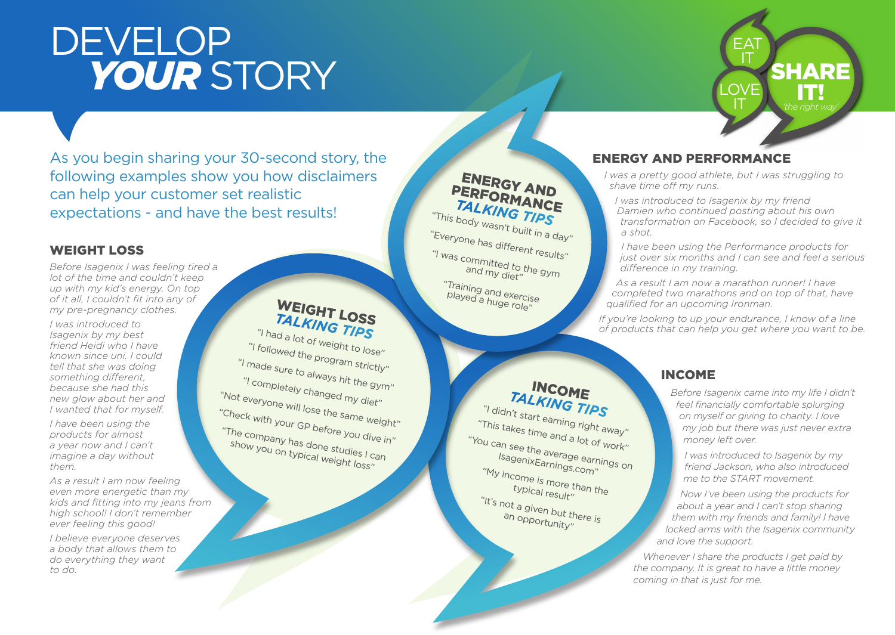# DEVELOP *YOUR* STORY

EAT IT · LOVE IT · SHARE IT! *'the right way'*

As you begin sharing your 30-second story, the following examples show you how disclaimers can help your customer set realistic expectations - and have the best results!

## WEIGHT LOSS

*Before Isagenix I was feeling tired a lot of the time and couldn't keep up with my kid's energy. On top of it all, I couldn't fit into any of my pre-pregnancy clothes.*

*I was introduced to Isagenix by my best friend Heidi who I have known since uni. I could tell that she was doing something different, because she had this new glow about her and I wanted that for myself.*

*I have been using the products for almost a year now and I can't imagine a day without them.*

*As a result I am now feeling even more energetic than my kids and fitting into my jeans from high school! I don't remember ever feeling this good!*

*I believe everyone deserves a body that allows them to do everything they want to do.*

### WEIGHT LOSS *TALKING TIPS*

- "I had a lot of weight to lose"
- "I followed the program strictly"
- "I made sure to always hit the gym"
- "I completely changed my diet"
- "Not everyone will lose the same weight"
- "Check with your GP before you dive in"
- "The company has done studies I can show you on typical weight loss"

### ENERGY AND PERFORMANCE *TALKING TIPS*

- "This body wasn't built in a day"
- "Everyone has different results"
- "I was committed to the gym and my diet"
- "Training and exercise played a huge role"

### INCOME *TALKING TIPS*

- "I didn't start earning right away"
- "This takes time and a lot of work"
- "You can see the average earnings on IsagenixEarnings.com"
- "My income is more than the typical result"
- "It's not a given but there is an opportunity"

## ENERGY AND PERFORMANCE

*I was a pretty good athlete, but I was struggling to shave time off my runs.*

*I was introduced to Isagenix by my friend Damien who continued posting about his own transformation on Facebook, so I decided to give it a shot.*

*I have been using the Performance products for just over six months and I can see and feel a serious difference in my training.*

*As a result I am now a marathon runner! I have completed two marathons and on top of that, have qualified for an upcoming Ironman.*

*If you're looking to up your endurance, I know of a line of products that can help you get where you want to be.*

## INCOME

*Before Isagenix came into my life I didn't feel financially comfortable splurging on myself or giving to charity. I love my job but there was just never extra money left over.*

*I was introduced to Isagenix by my friend Jackson, who also introduced me to the START movement.*

*Now I've been using the products for about a year and I can't stop sharing them with my friends and family! I have locked arms with the Isagenix community and love the support.*

*Whenever I share the products I get paid by the company. It is great to have a little money coming in that is just for me.*